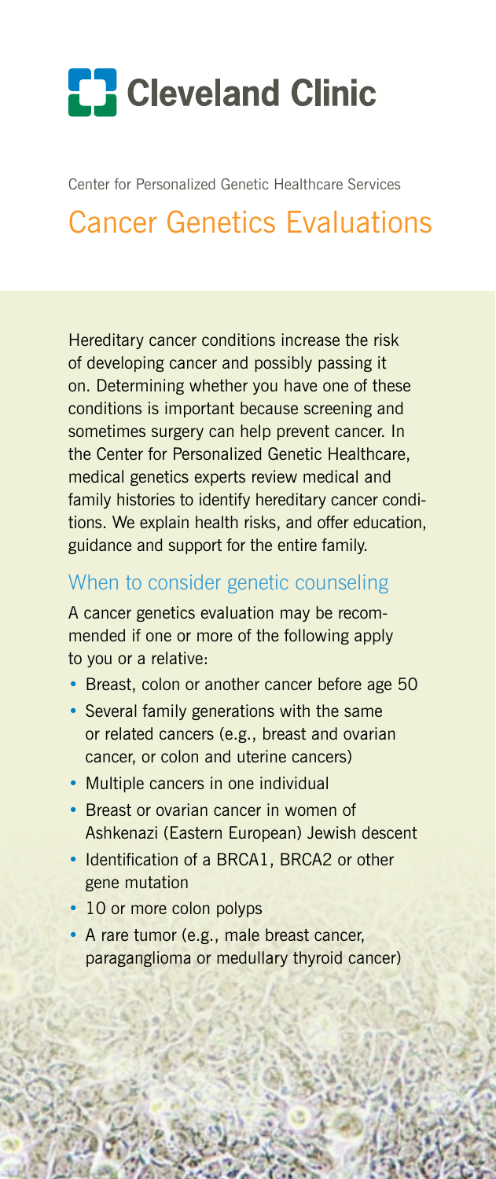# Cleveland Clinic

Center for Personalized Genetic Healthcare Services

## Cancer Genetics Evaluations

Hereditary cancer conditions increase the risk of developing cancer and possibly passing it on. Determining whether you have one of these conditions is important because screening and sometimes surgery can help prevent cancer. In the Center for Personalized Genetic Healthcare, medical genetics experts review medical and family histories to identify hereditary cancer conditions. We explain health risks, and offer education, guidance and support for the entire family.

### When to consider genetic counseling

A cancer genetics evaluation may be recommended if one or more of the following apply to you or a relative:

- Breast, colon or another cancer before age 50
- Several family generations with the same or related cancers (e.g., breast and ovarian cancer, or colon and uterine cancers)
- Multiple cancers in one individual
- Breast or ovarian cancer in women of Ashkenazi (Eastern European) Jewish descent
- Identification of a BRCA1, BRCA2 or other gene mutation
- 10 or more colon polyps
- A rare tumor (e.g., male breast cancer, paraganglioma or medullary thyroid cancer)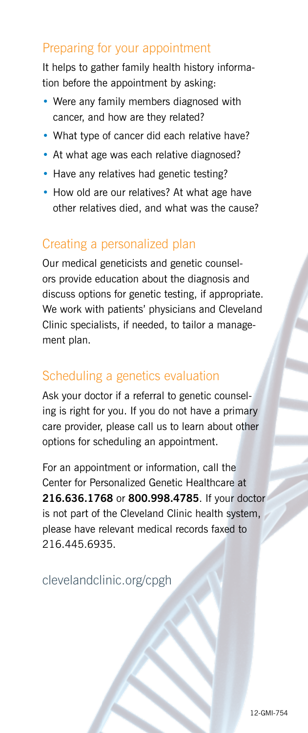## Preparing for your appointment

It helps to gather family health history information before the appointment by asking:

- Were any family members diagnosed with cancer, and how are they related?
- What type of cancer did each relative have?
- At what age was each relative diagnosed?
- Have any relatives had genetic testing?
- How old are our relatives? At what age have other relatives died, and what was the cause?

## Creating a personalized plan

Our medical geneticists and genetic counselors provide education about the diagnosis and discuss options for genetic testing, if appropriate. We work with patients' physicians and Cleveland Clinic specialists, if needed, to tailor a management plan.

## Scheduling a genetics evaluation

Ask your doctor if a referral to genetic counseling is right for you. If you do not have a primary care provider, please call us to learn about other options for scheduling an appointment.

For an appointment or information, call the Center for Personalized Genetic Healthcare at **216.636.1768** or **800.998.4785**. If your doctor is not part of the Cleveland Clinic health system, please have relevant medical records faxed to 216.445.6935.

clevelandclinic.org/cpgh

12-GMI-754